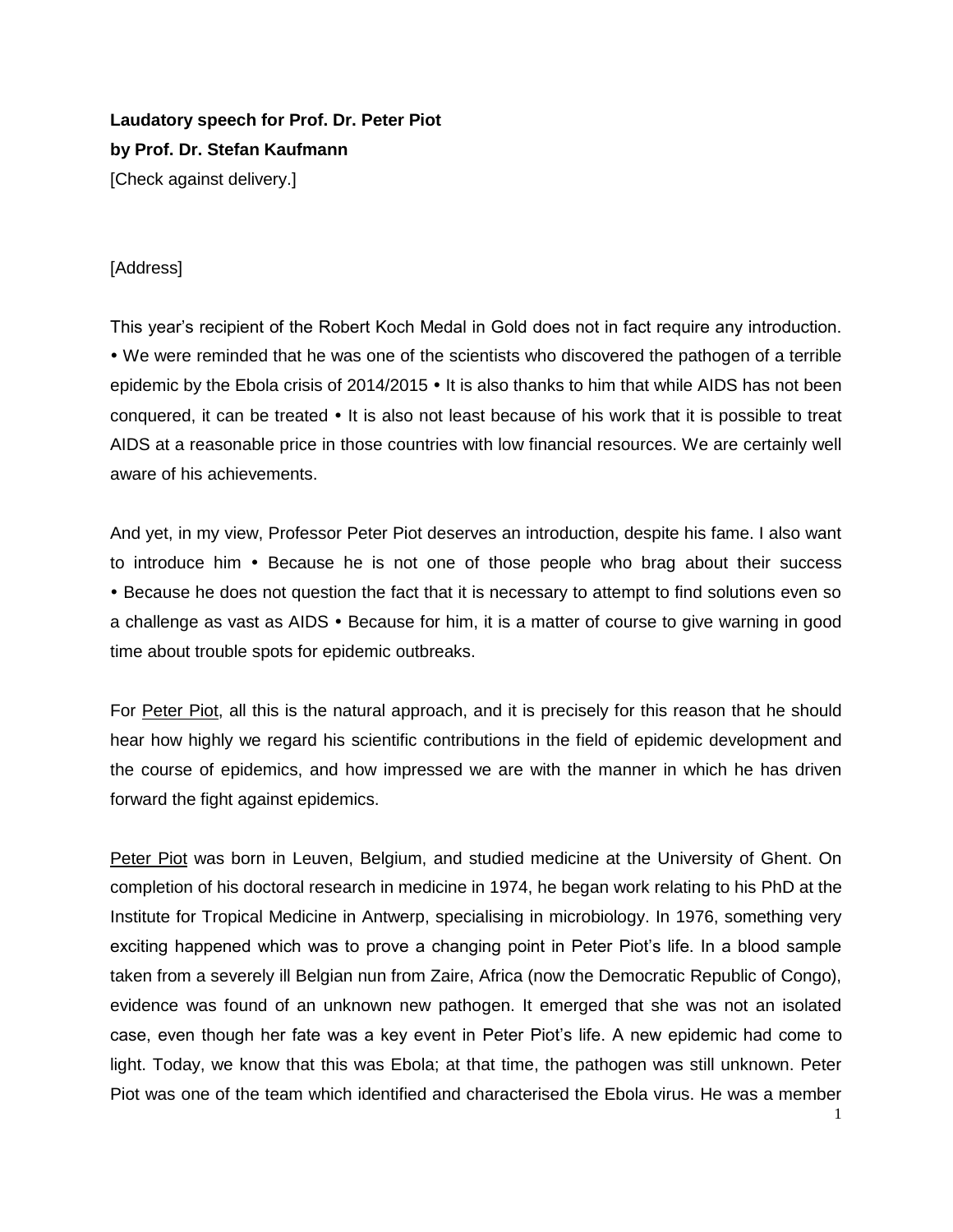**Laudatory speech for Prof. Dr. Peter Piot**
**by Prof. Dr. Stefan Kaufmann**
[Check against delivery.]

[Address]

This year's recipient of the Robert Koch Medal in Gold does not in fact require any introduction. • We were reminded that he was one of the scientists who discovered the pathogen of a terrible epidemic by the Ebola crisis of 2014/2015 • It is also thanks to him that while AIDS has not been conquered, it can be treated • It is also not least because of his work that it is possible to treat AIDS at a reasonable price in those countries with low financial resources. We are certainly well aware of his achievements.

And yet, in my view, Professor Peter Piot deserves an introduction, despite his fame. I also want to introduce him • Because he is not one of those people who brag about their success • Because he does not question the fact that it is necessary to attempt to find solutions even so a challenge as vast as AIDS • Because for him, it is a matter of course to give warning in good time about trouble spots for epidemic outbreaks.

For Peter Piot, all this is the natural approach, and it is precisely for this reason that he should hear how highly we regard his scientific contributions in the field of epidemic development and the course of epidemics, and how impressed we are with the manner in which he has driven forward the fight against epidemics.

Peter Piot was born in Leuven, Belgium, and studied medicine at the University of Ghent. On completion of his doctoral research in medicine in 1974, he began work relating to his PhD at the Institute for Tropical Medicine in Antwerp, specialising in microbiology. In 1976, something very exciting happened which was to prove a changing point in Peter Piot's life. In a blood sample taken from a severely ill Belgian nun from Zaire, Africa (now the Democratic Republic of Congo), evidence was found of an unknown new pathogen. It emerged that she was not an isolated case, even though her fate was a key event in Peter Piot's life. A new epidemic had come to light. Today, we know that this was Ebola; at that time, the pathogen was still unknown. Peter Piot was one of the team which identified and characterised the Ebola virus. He was a member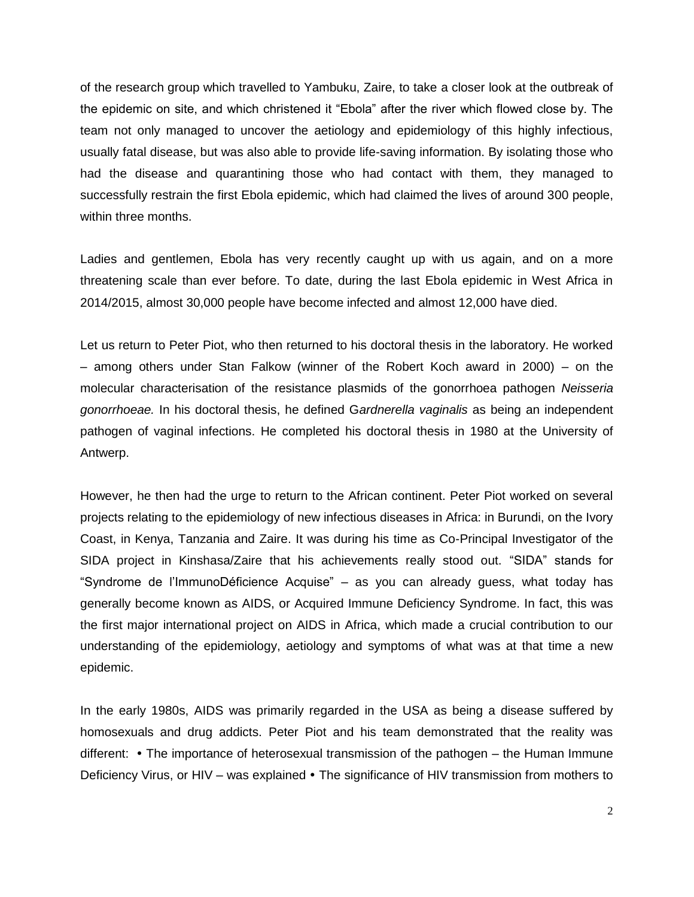of the research group which travelled to Yambuku, Zaire, to take a closer look at the outbreak of the epidemic on site, and which christened it "Ebola" after the river which flowed close by. The team not only managed to uncover the aetiology and epidemiology of this highly infectious, usually fatal disease, but was also able to provide life-saving information. By isolating those who had the disease and quarantining those who had contact with them, they managed to successfully restrain the first Ebola epidemic, which had claimed the lives of around 300 people, within three months.

Ladies and gentlemen, Ebola has very recently caught up with us again, and on a more threatening scale than ever before. To date, during the last Ebola epidemic in West Africa in 2014/2015, almost 30,000 people have become infected and almost 12,000 have died.

Let us return to Peter Piot, who then returned to his doctoral thesis in the laboratory. He worked – among others under Stan Falkow (winner of the Robert Koch award in 2000) – on the molecular characterisation of the resistance plasmids of the gonorrhoea pathogen *Neisseria gonorrhoeae.* In his doctoral thesis, he defined G*ardnerella vaginalis* as being an independent pathogen of vaginal infections. He completed his doctoral thesis in 1980 at the University of Antwerp.

However, he then had the urge to return to the African continent. Peter Piot worked on several projects relating to the epidemiology of new infectious diseases in Africa: in Burundi, on the Ivory Coast, in Kenya, Tanzania and Zaire. It was during his time as Co-Principal Investigator of the SIDA project in Kinshasa/Zaire that his achievements really stood out. "SIDA" stands for "Syndrome de l'ImmunoDéficience Acquise" – as you can already guess, what today has generally become known as AIDS, or Acquired Immune Deficiency Syndrome. In fact, this was the first major international project on AIDS in Africa, which made a crucial contribution to our understanding of the epidemiology, aetiology and symptoms of what was at that time a new epidemic.

In the early 1980s, AIDS was primarily regarded in the USA as being a disease suffered by homosexuals and drug addicts. Peter Piot and his team demonstrated that the reality was different:

- The importance of heterosexual transmission of the pathogen – the Human Immune Deficiency Virus, or HIV – was explained
- The significance of HIV transmission from mothers to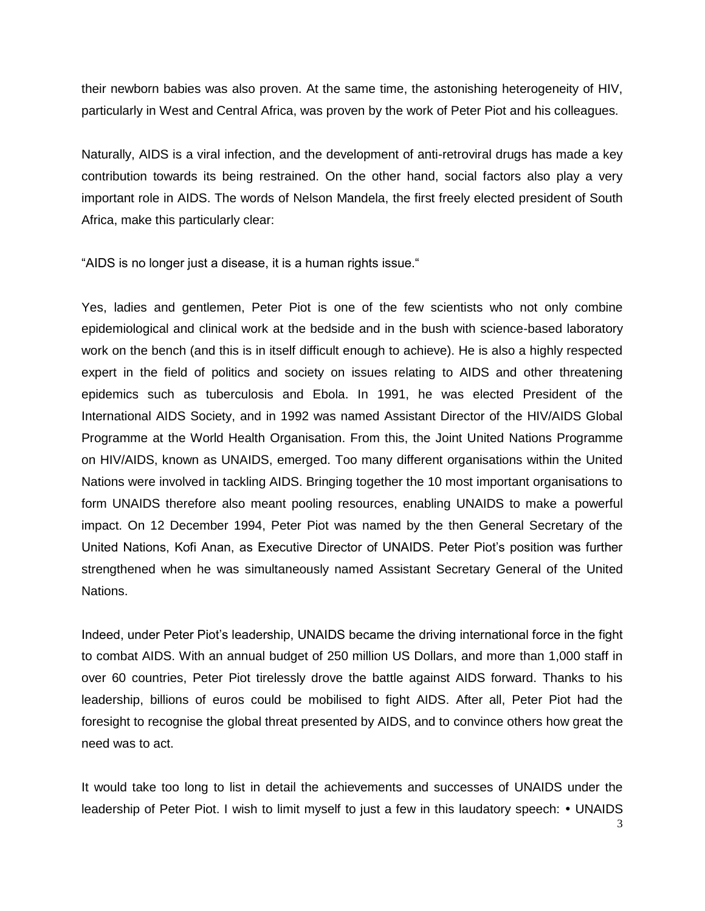their newborn babies was also proven. At the same time, the astonishing heterogeneity of HIV, particularly in West and Central Africa, was proven by the work of Peter Piot and his colleagues.

Naturally, AIDS is a viral infection, and the development of anti-retroviral drugs has made a key contribution towards its being restrained. On the other hand, social factors also play a very important role in AIDS. The words of Nelson Mandela, the first freely elected president of South Africa, make this particularly clear:

"AIDS is no longer just a disease, it is a human rights issue."

Yes, ladies and gentlemen, Peter Piot is one of the few scientists who not only combine epidemiological and clinical work at the bedside and in the bush with science-based laboratory work on the bench (and this is in itself difficult enough to achieve). He is also a highly respected expert in the field of politics and society on issues relating to AIDS and other threatening epidemics such as tuberculosis and Ebola. In 1991, he was elected President of the International AIDS Society, and in 1992 was named Assistant Director of the HIV/AIDS Global Programme at the World Health Organisation. From this, the Joint United Nations Programme on HIV/AIDS, known as UNAIDS, emerged. Too many different organisations within the United Nations were involved in tackling AIDS. Bringing together the 10 most important organisations to form UNAIDS therefore also meant pooling resources, enabling UNAIDS to make a powerful impact. On 12 December 1994, Peter Piot was named by the then General Secretary of the United Nations, Kofi Anan, as Executive Director of UNAIDS. Peter Piot's position was further strengthened when he was simultaneously named Assistant Secretary General of the United Nations.

Indeed, under Peter Piot's leadership, UNAIDS became the driving international force in the fight to combat AIDS. With an annual budget of 250 million US Dollars, and more than 1,000 staff in over 60 countries, Peter Piot tirelessly drove the battle against AIDS forward. Thanks to his leadership, billions of euros could be mobilised to fight AIDS. After all, Peter Piot had the foresight to recognise the global threat presented by AIDS, and to convince others how great the need was to act.

It would take too long to list in detail the achievements and successes of UNAIDS under the leadership of Peter Piot. I wish to limit myself to just a few in this laudatory speech: • UNAIDS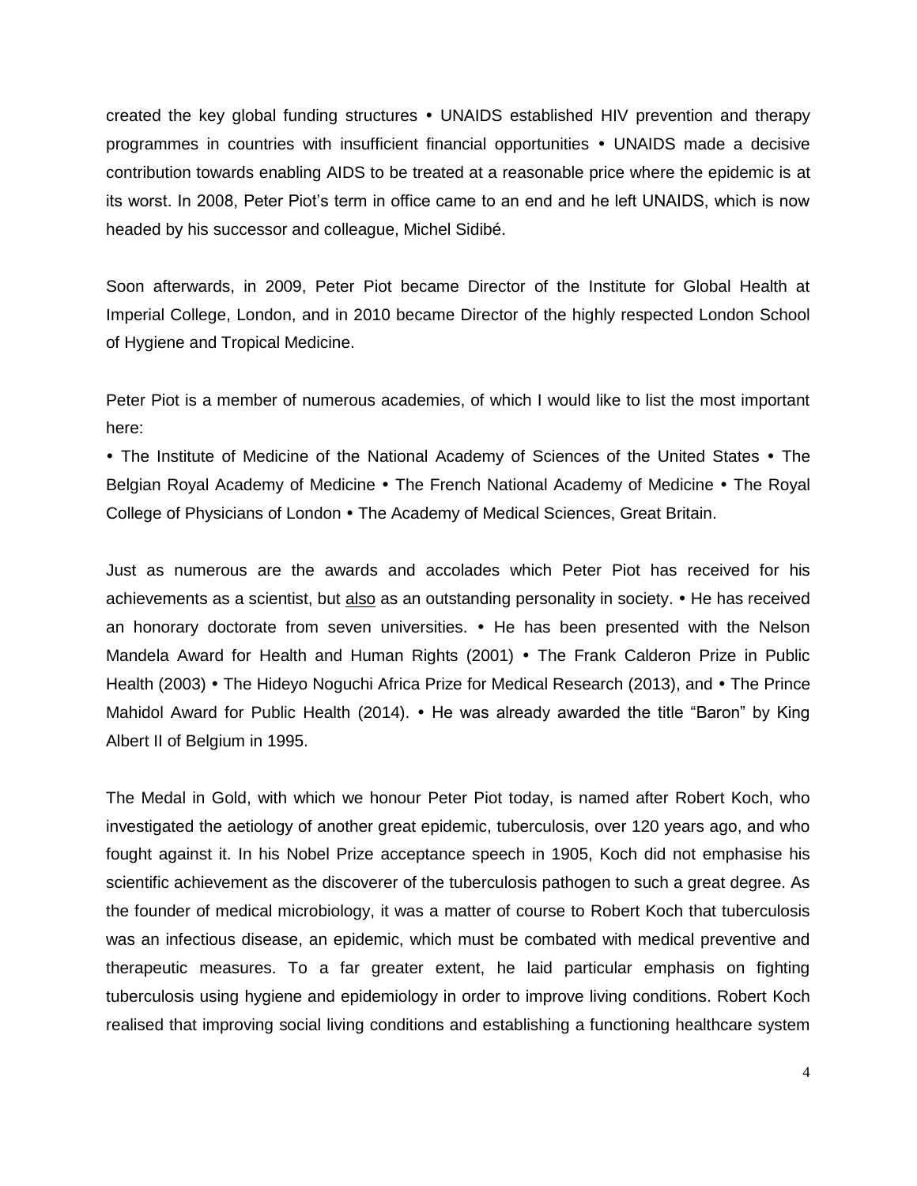created the key global funding structures • UNAIDS established HIV prevention and therapy programmes in countries with insufficient financial opportunities • UNAIDS made a decisive contribution towards enabling AIDS to be treated at a reasonable price where the epidemic is at its worst. In 2008, Peter Piot's term in office came to an end and he left UNAIDS, which is now headed by his successor and colleague, Michel Sidibé.

Soon afterwards, in 2009, Peter Piot became Director of the Institute for Global Health at Imperial College, London, and in 2010 became Director of the highly respected London School of Hygiene and Tropical Medicine.

Peter Piot is a member of numerous academies, of which I would like to list the most important here:

• The Institute of Medicine of the National Academy of Sciences of the United States • The Belgian Royal Academy of Medicine • The French National Academy of Medicine • The Royal College of Physicians of London • The Academy of Medical Sciences, Great Britain.

Just as numerous are the awards and accolades which Peter Piot has received for his achievements as a scientist, but <u>also</u> as an outstanding personality in society. • He has received an honorary doctorate from seven universities. • He has been presented with the Nelson Mandela Award for Health and Human Rights (2001) • The Frank Calderon Prize in Public Health (2003) • The Hideyo Noguchi Africa Prize for Medical Research (2013), and • The Prince Mahidol Award for Public Health (2014). • He was already awarded the title "Baron" by King Albert II of Belgium in 1995.

The Medal in Gold, with which we honour Peter Piot today, is named after Robert Koch, who investigated the aetiology of another great epidemic, tuberculosis, over 120 years ago, and who fought against it. In his Nobel Prize acceptance speech in 1905, Koch did not emphasise his scientific achievement as the discoverer of the tuberculosis pathogen to such a great degree. As the founder of medical microbiology, it was a matter of course to Robert Koch that tuberculosis was an infectious disease, an epidemic, which must be combated with medical preventive and therapeutic measures. To a far greater extent, he laid particular emphasis on fighting tuberculosis using hygiene and epidemiology in order to improve living conditions. Robert Koch realised that improving social living conditions and establishing a functioning healthcare system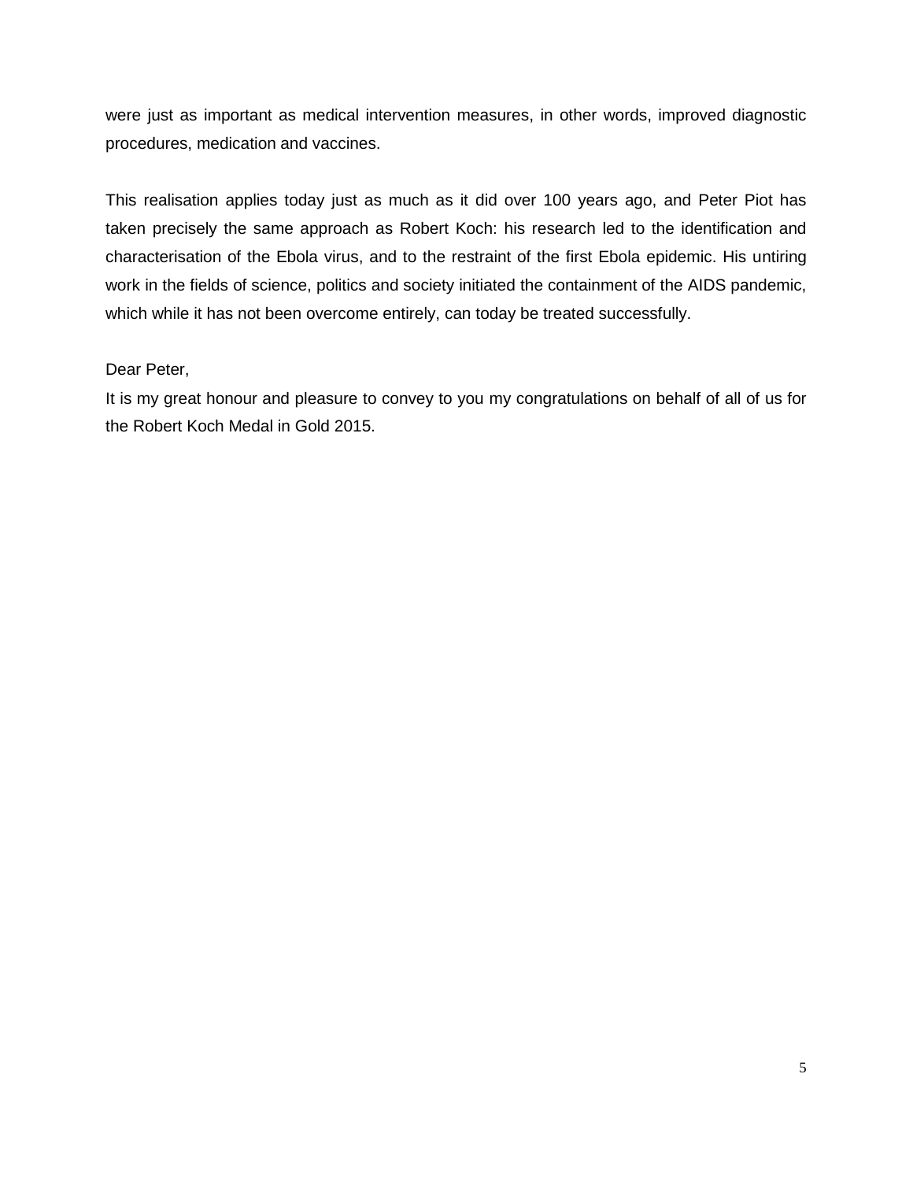were just as important as medical intervention measures, in other words, improved diagnostic procedures, medication and vaccines.

This realisation applies today just as much as it did over 100 years ago, and Peter Piot has taken precisely the same approach as Robert Koch: his research led to the identification and characterisation of the Ebola virus, and to the restraint of the first Ebola epidemic. His untiring work in the fields of science, politics and society initiated the containment of the AIDS pandemic, which while it has not been overcome entirely, can today be treated successfully.

Dear Peter,
It is my great honour and pleasure to convey to you my congratulations on behalf of all of us for the Robert Koch Medal in Gold 2015.